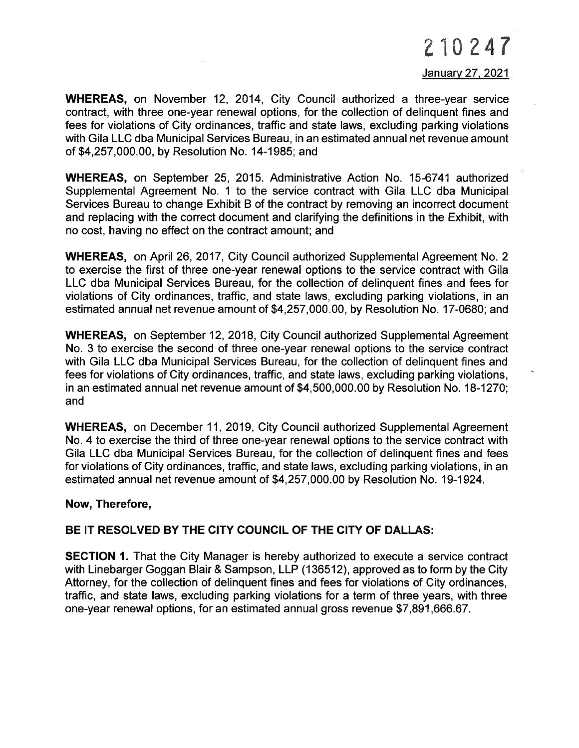210247

January 27, 2021

**WHEREAS,** on November 12, 2014, City Council authorized a three-year service contract, with three one-year renewal options, for the collection of delinquent fines and fees for violations of City ordinances, traffic and state laws, excluding parking violations with Gila LLC dba Municipal Services Bureau, in an estimated annual net revenue amount of $4,257,000.00, by Resolution No. 14-1985; and

**WHEREAS,** on September 25, 2015. Administrative Action No. 15-6741 authorized Supplemental Agreement No. 1 to the service contract with Gila LLC dba Municipal Services Bureau to change Exhibit B of the contract by removing an incorrect document and replacing with the correct document and clarifying the definitions in the Exhibit, with no cost, having no effect on the contract amount; and

**WHEREAS,** on April 26, 2017, City Council authorized Supplemental Agreement No. 2 to exercise the first of three one-year renewal options to the service contract with Gila LLC dba Municipal Services Bureau, for the collection of delinquent fines and fees for violations of City ordinances, traffic, and state laws, excluding parking violations, in an estimated annual net revenue amount of $4,257,000.00, by Resolution No. 17-0680; and

**WHEREAS,** on September 12, 2018, City Council authorized Supplemental Agreement No. 3 to exercise the second of three one-year renewal options to the service contract with Gila LLC dba Municipal Services Bureau, for the collection of delinquent fines and fees for violations of City ordinances, traffic, and state laws, excluding parking violations, in an estimated annual net revenue amount of $4,500,000.00 by Resolution No. 18-1270; and

**WHEREAS,** on December 11, 2019, City Council authorized Supplemental Agreement No. 4 to exercise the third of three one-year renewal options to the service contract with Gila LLC dba Municipal Services Bureau, for the collection of delinquent fines and fees for violations of City ordinances, traffic, and state laws, excluding parking violations, in an estimated annual net revenue amount of $4,257,000.00 by Resolution No. 19-1924.

**Now, Therefore,**

**BE IT RESOLVED BY THE CITY COUNCIL OF THE CITY OF DALLAS:**

**SECTION 1.** That the City Manager is hereby authorized to execute a service contract with Linebarger Goggan Blair & Sampson, LLP (136512), approved as to form by the City Attorney, for the collection of delinquent fines and fees for violations of City ordinances, traffic, and state laws, excluding parking violations for a term of three years, with three one-year renewal options, for an estimated annual gross revenue $7,891,666.67.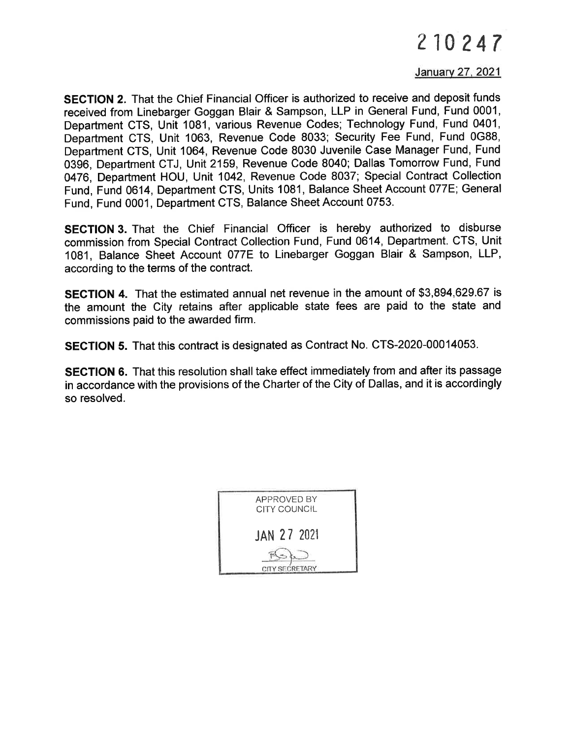210247

January 27, 2021

**SECTION 2.** That the Chief Financial Officer is authorized to receive and deposit funds received from Linebarger Goggan Blair & Sampson, LLP in General Fund, Fund 0001, Department CTS, Unit 1081, various Revenue Codes; Technology Fund, Fund 0401, Department CTS, Unit 1063, Revenue Code 8033; Security Fee Fund, Fund 0G88, Department CTS, Unit 1064, Revenue Code 8030 Juvenile Case Manager Fund, Fund 0396, Department CTJ, Unit 2159, Revenue Code 8040; Dallas Tomorrow Fund, Fund 0476, Department HOU, Unit 1042, Revenue Code 8037; Special Contract Collection Fund, Fund 0614, Department CTS, Units 1081, Balance Sheet Account 077E; General Fund, Fund 0001, Department CTS, Balance Sheet Account 0753.

**SECTION 3.** That the Chief Financial Officer is hereby authorized to disburse commission from Special Contract Collection Fund, Fund 0614, Department. CTS, Unit 1081, Balance Sheet Account 077E to Linebarger Goggan Blair & Sampson, LLP, according to the terms of the contract.

**SECTION 4.** That the estimated annual net revenue in the amount of $3,894,629.67 is the amount the City retains after applicable state fees are paid to the state and commissions paid to the awarded firm.

**SECTION 5.** That this contract is designated as Contract No. CTS-2020-00014053.

**SECTION 6.** That this resolution shall take effect immediately from and after its passage in accordance with the provisions of the Charter of the City of Dallas, and it is accordingly so resolved.

APPROVED BY
CITY COUNCIL

JAN 27 2021

CITY SECRETARY